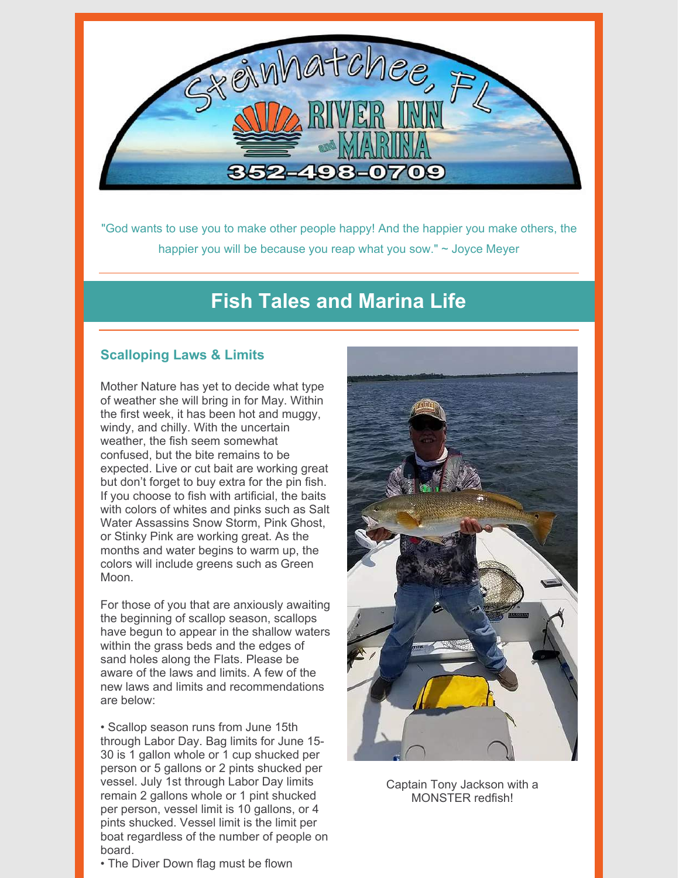# Steinhatchee, FL River Inn and Marina 352-498-0709

"God wants to use you to make other people happy! And the happier you make others, the happier you will be because you reap what you sow." ~ Joyce Meyer

## Fish Tales and Marina Life

### Scalloping Laws & Limits

Mother Nature has yet to decide what type of weather she will bring in for May. Within the first week, it has been hot and muggy, windy, and chilly. With the uncertain weather, the fish seem somewhat confused, but the bite remains to be expected. Live or cut bait are working great but don't forget to buy extra for the pin fish. If you choose to fish with artificial, the baits with colors of whites and pinks such as Salt Water Assassins Snow Storm, Pink Ghost, or Stinky Pink are working great. As the months and water begins to warm up, the colors will include greens such as Green Moon.

For those of you that are anxiously awaiting the beginning of scallop season, scallops have begun to appear in the shallow waters within the grass beds and the edges of sand holes along the Flats. Please be aware of the laws and limits. A few of the new laws and limits and recommendations are below:

- Scallop season runs from June 15th through Labor Day. Bag limits for June 15-30 is 1 gallon whole or 1 cup shucked per person or 5 gallons or 2 pints shucked per vessel. July 1st through Labor Day limits remain 2 gallons whole or 1 pint shucked per person, vessel limit is 10 gallons, or 4 pints shucked. Vessel limit is the limit per boat regardless of the number of people on board.
- The Diver Down flag must be flown

Captain Tony Jackson with a MONSTER redfish!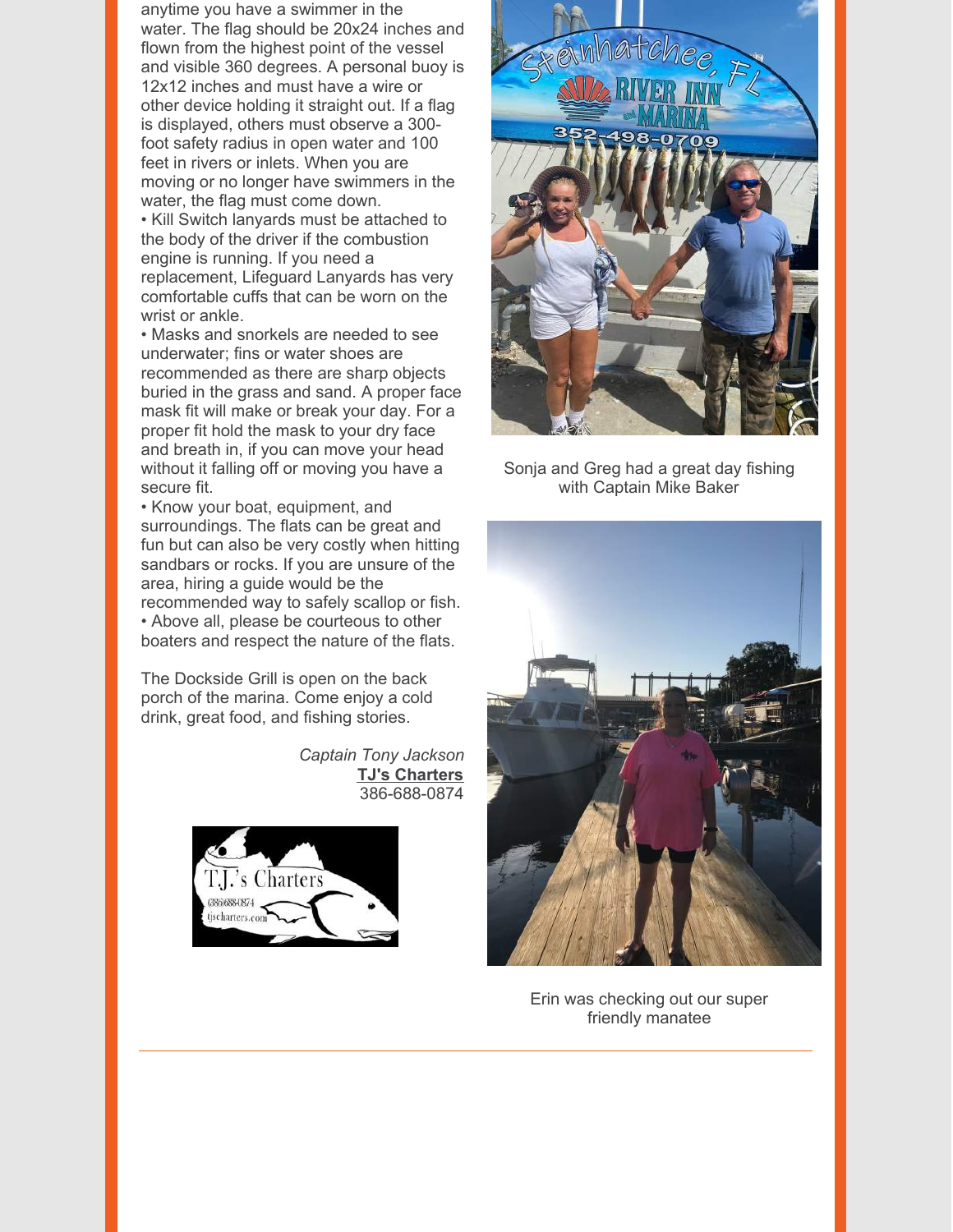anytime you have a swimmer in the water. The flag should be 20x24 inches and flown from the highest point of the vessel and visible 360 degrees. A personal buoy is 12x12 inches and must have a wire or other device holding it straight out. If a flag is displayed, others must observe a 300-foot safety radius in open water and 100 feet in rivers or inlets. When you are moving or no longer have swimmers in the water, the flag must come down.

• Kill Switch lanyards must be attached to the body of the driver if the combustion engine is running. If you need a replacement, Lifeguard Lanyards has very comfortable cuffs that can be worn on the wrist or ankle.

• Masks and snorkels are needed to see underwater; fins or water shoes are recommended as there are sharp objects buried in the grass and sand. A proper face mask fit will make or break your day. For a proper fit hold the mask to your dry face and breath in, if you can move your head without it falling off or moving you have a secure fit.

• Know your boat, equipment, and surroundings. The flats can be great and fun but can also be very costly when hitting sandbars or rocks. If you are unsure of the area, hiring a guide would be the recommended way to safely scallop or fish.

• Above all, please be courteous to other boaters and respect the nature of the flats.

The Dockside Grill is open on the back porch of the marina. Come enjoy a cold drink, great food, and fishing stories.

*Captain Tony Jackson*
**TJ's Charters**
386-688-0874

Sonja and Greg had a great day fishing with Captain Mike Baker

Erin was checking out our super friendly manatee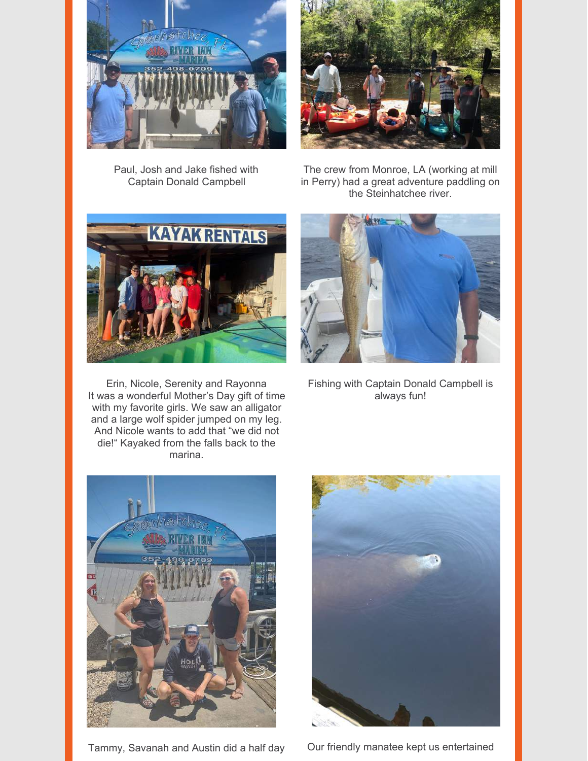Paul, Josh and Jake fished with Captain Donald Campbell

The crew from Monroe, LA (working at mill in Perry) had a great adventure paddling on the Steinhatchee river.

Erin, Nicole, Serenity and Rayonna
It was a wonderful Mother's Day gift of time with my favorite girls. We saw an alligator and a large wolf spider jumped on my leg. And Nicole wants to add that "we did not die!" Kayaked from the falls back to the marina.

Fishing with Captain Donald Campbell is always fun!

Tammy, Savanah and Austin did a half day

Our friendly manatee kept us entertained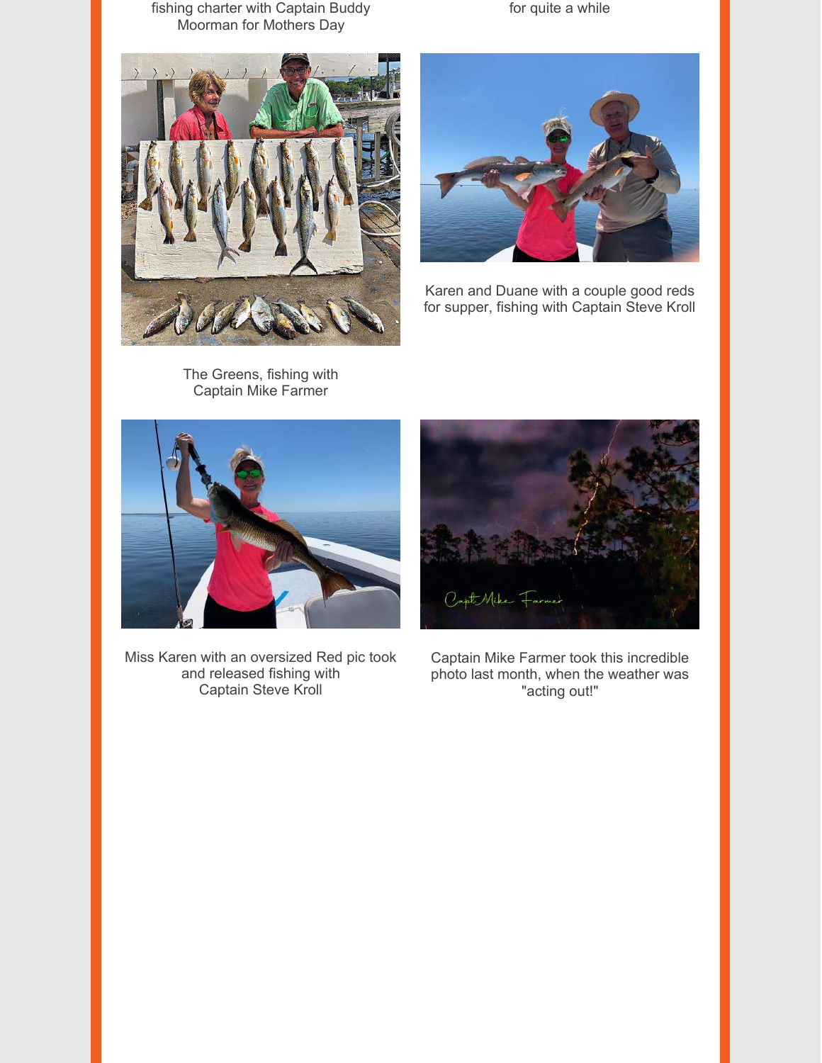fishing charter with Captain Buddy Moorman for Mothers Day

for quite a while

The Greens, fishing with Captain Mike Farmer

Karen and Duane with a couple good reds for supper, fishing with Captain Steve Kroll

Miss Karen with an oversized Red pic took and released fishing with Captain Steve Kroll

Captain Mike Farmer took this incredible photo last month, when the weather was "acting out!"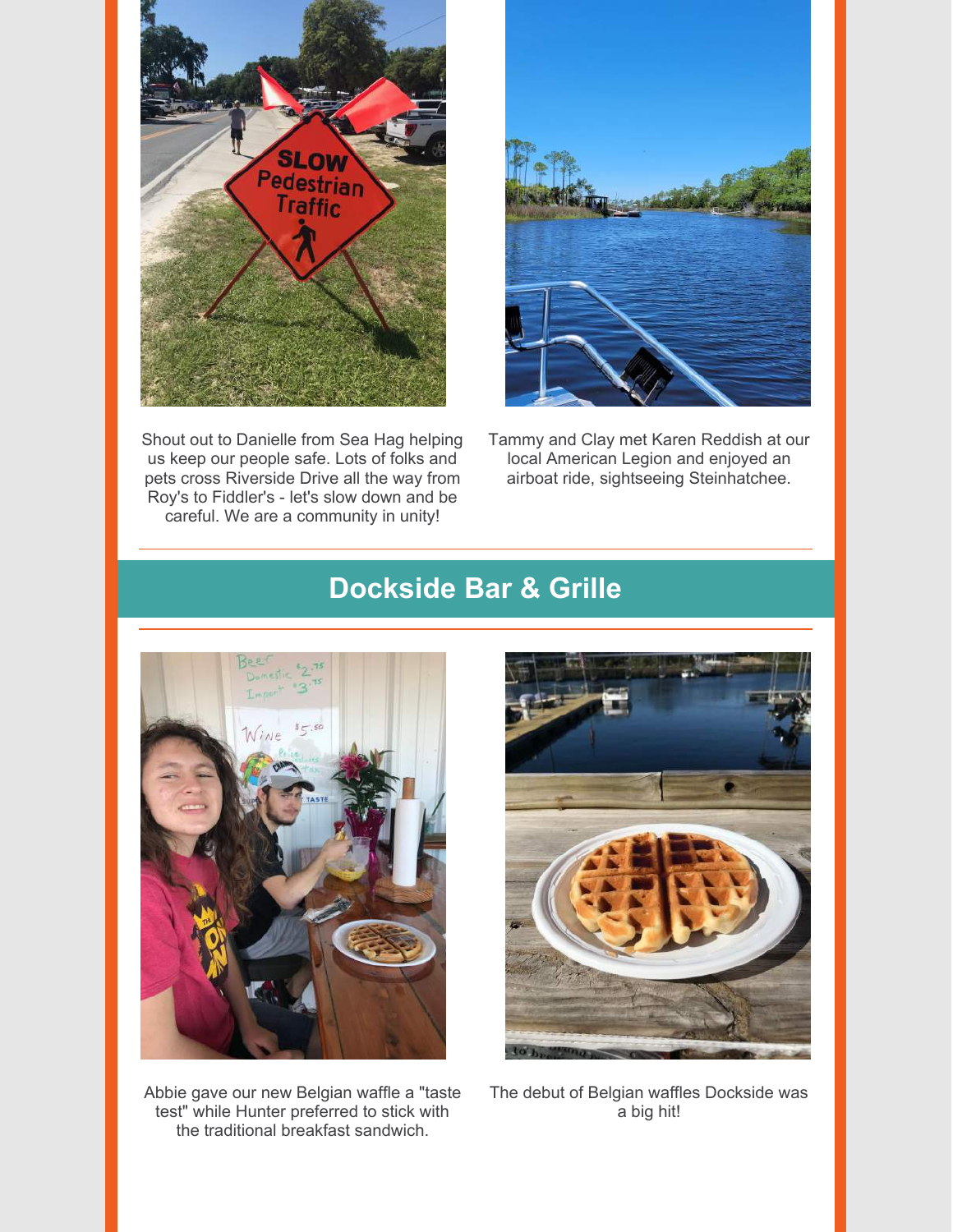Shout out to Danielle from Sea Hag helping us keep our people safe. Lots of folks and pets cross Riverside Drive all the way from Roy's to Fiddler's - let's slow down and be careful. We are a community in unity!

Tammy and Clay met Karen Reddish at our local American Legion and enjoyed an airboat ride, sightseeing Steinhatchee.

## Dockside Bar & Grille

Abbie gave our new Belgian waffle a "taste test" while Hunter preferred to stick with the traditional breakfast sandwich.

The debut of Belgian waffles Dockside was a big hit!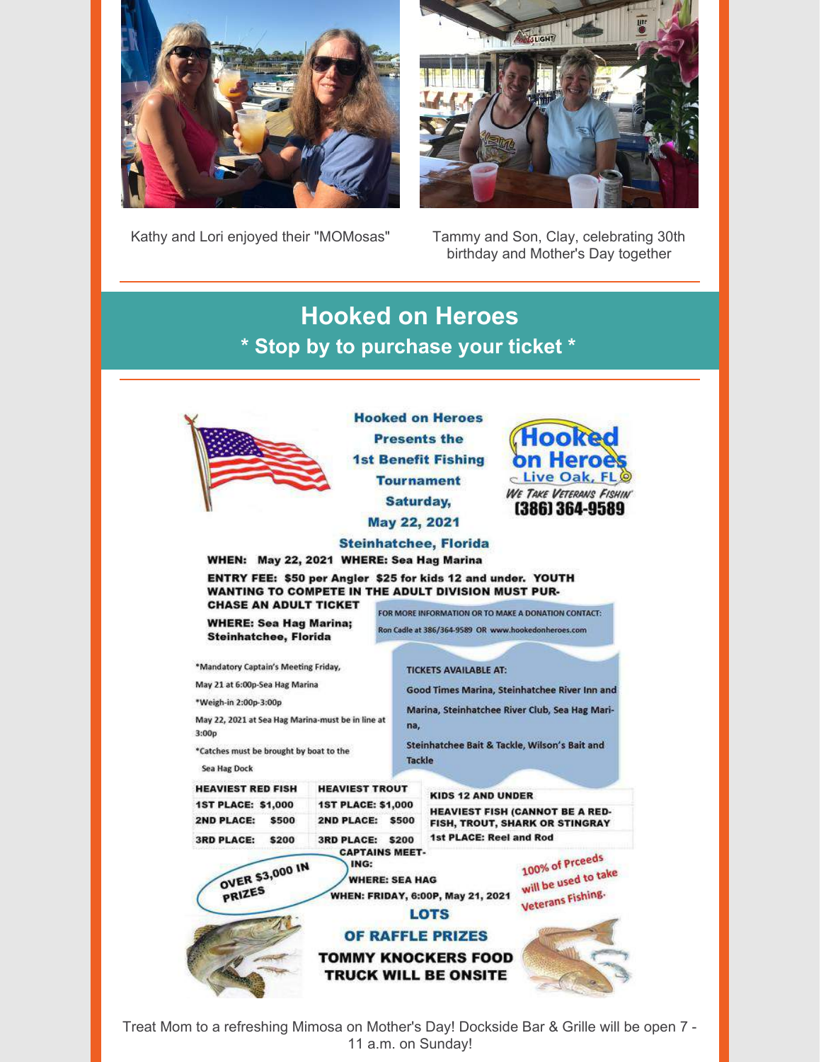Kathy and Lori enjoyed their "MOMosas"

Tammy and Son, Clay, celebrating 30th birthday and Mother's Day together

## Hooked on Heroes

### * Stop by to purchase your ticket *

**Hooked on Heroes Presents the 1st Benefit Fishing Tournament Saturday, May 22, 2021**

**Steinhatchee, Florida**

Hooked on Heroes Live Oak, FL
*We Take Veterans Fishin'*
(386) 364-9589

**WHEN: May 22, 2021 WHERE: Sea Hag Marina**

**ENTRY FEE: $50 per Angler $25 for kids 12 and under. YOUTH WANTING TO COMPETE IN THE ADULT DIVISION MUST PURCHASE AN ADULT TICKET**

**WHERE: Sea Hag Marina; Steinhatchee, Florida**

FOR MORE INFORMATION OR TO MAKE A DONATION CONTACT: Ron Cadle at 386/364-9589 OR www.hookedonheroes.com

*Mandatory Captain's Meeting Friday, May 21 at 6:00p-Sea Hag Marina

*Weigh-in 2:00p-3:00p May 22, 2021 at Sea Hag Marina-must be in line at 3:00p

*Catches must be brought by boat to the Sea Hag Dock

TICKETS AVAILABLE AT:

Good Times Marina, Steinhatchee River Inn and Marina, Steinhatchee River Club, Sea Hag Marina,

Steinhatchee Bait & Tackle, Wilson's Bait and Tackle

| HEAVIEST RED FISH | HEAVIEST TROUT |
|---|---|
| 1ST PLACE: $1,000 | 1ST PLACE: $1,000 |
| 2ND PLACE: $500 | 2ND PLACE: $500 |
| 3RD PLACE: $200 | 3RD PLACE: $200 |

**KIDS 12 AND UNDER**
**HEAVIEST FISH (CANNOT BE A RED-FISH, TROUT, SHARK OR STINGRAY**
**1st PLACE: Reel and Rod**

**OVER $3,000 IN PRIZES**

**CAPTAINS MEETING:**
**WHERE: SEA HAG**
**WHEN: FRIDAY, 6:00P, May 21, 2021**

100% of Prceeds will be used to take Veterans Fishing.

**LOTS OF RAFFLE PRIZES**

**TOMMY KNOCKERS FOOD TRUCK WILL BE ONSITE**

Treat Mom to a refreshing Mimosa on Mother's Day! Dockside Bar & Grille will be open 7 - 11 a.m. on Sunday!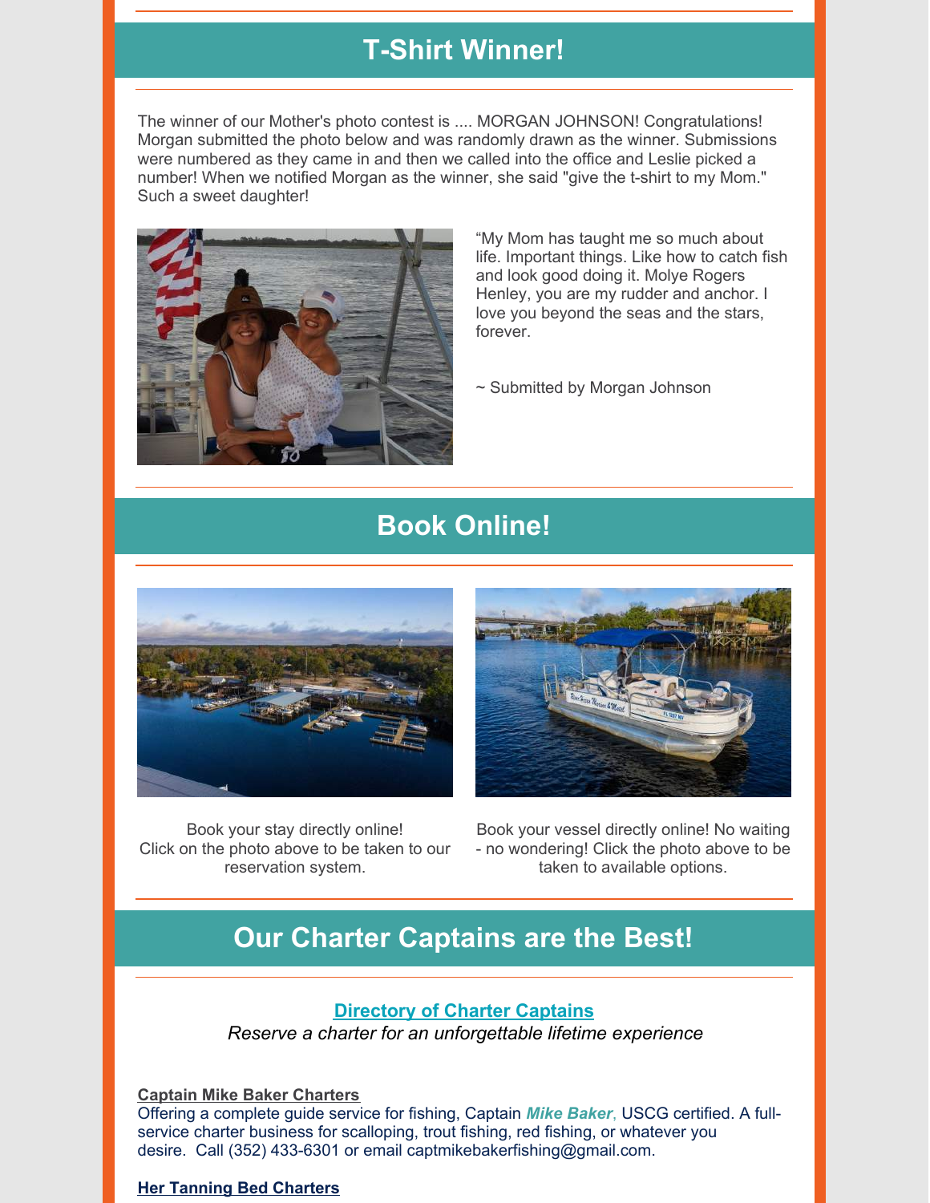## T-Shirt Winner!

The winner of our Mother's photo contest is .... MORGAN JOHNSON! Congratulations! Morgan submitted the photo below and was randomly drawn as the winner. Submissions were numbered as they came in and then we called into the office and Leslie picked a number! When we notified Morgan as the winner, she said "give the t-shirt to my Mom." Such a sweet daughter!

“My Mom has taught me so much about life. Important things. Like how to catch fish and look good doing it. Molye Rogers Henley, you are my rudder and anchor. I love you beyond the seas and the stars, forever.

~ Submitted by Morgan Johnson

## Book Online!

Book your stay directly online!
Click on the photo above to be taken to our reservation system.

Book your vessel directly online! No waiting - no wondering! Click the photo above to be taken to available options.

## Our Charter Captains are the Best!

**Directory of Charter Captains**

*Reserve a charter for an unforgettable lifetime experience*

**Captain Mike Baker Charters**
Offering a complete guide service for fishing, Captain ***Mike Baker***, USCG certified. A full-service charter business for scalloping, trout fishing, red fishing, or whatever you desire. Call (352) 433-6301 or email captmikebakerfishing@gmail.com.

**Her Tanning Bed Charters**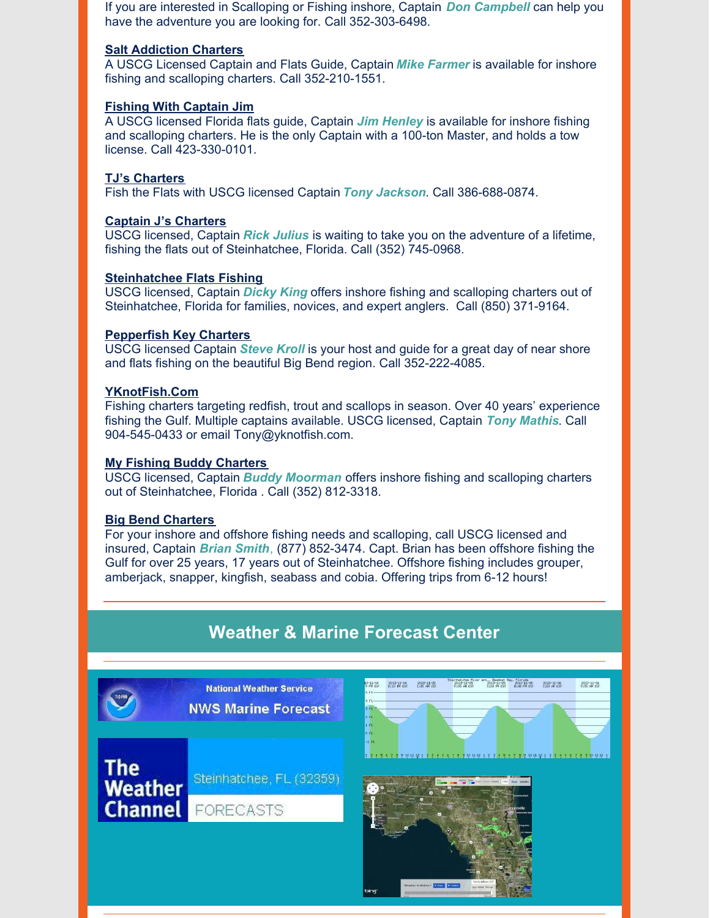If you are interested in Scalloping or Fishing inshore, Captain ***Don Campbell*** can help you have the adventure you are looking for. Call 352-303-6498.

**Salt Addiction Charters**
A USCG Licensed Captain and Flats Guide, Captain ***Mike Farmer*** is available for inshore fishing and scalloping charters. Call 352-210-1551.

**Fishing With Captain Jim**
A USCG licensed Florida flats guide, Captain ***Jim Henley*** is available for inshore fishing and scalloping charters. He is the only Captain with a 100-ton Master, and holds a tow license. Call 423-330-0101.

**TJ's Charters**
Fish the Flats with USCG licensed Captain ***Tony Jackson***. Call 386-688-0874.

**Captain J's Charters**
USCG licensed, Captain ***Rick Julius*** is waiting to take you on the adventure of a lifetime, fishing the flats out of Steinhatchee, Florida. Call (352) 745-0968.

**Steinhatchee Flats Fishing**
USCG licensed, Captain ***Dicky King*** offers inshore fishing and scalloping charters out of Steinhatchee, Florida for families, novices, and expert anglers. Call (850) 371-9164.

**Pepperfish Key Charters**
USCG licensed Captain ***Steve Kroll*** is your host and guide for a great day of near shore and flats fishing on the beautiful Big Bend region. Call 352-222-4085.

**YKnotFish.Com**
Fishing charters targeting redfish, trout and scallops in season. Over 40 years' experience fishing the Gulf. Multiple captains available. USCG licensed, Captain ***Tony Mathis***. Call 904-545-0433 or email Tony@yknotfish.com.

**My Fishing Buddy Charters**
USCG licensed, Captain ***Buddy Moorman*** offers inshore fishing and scalloping charters out of Steinhatchee, Florida . Call (352) 812-3318.

**Big Bend Charters**
For your inshore and offshore fishing needs and scalloping, call USCG licensed and insured, Captain ***Brian Smith***, (877) 852-3474. Capt. Brian has been offshore fishing the Gulf for over 25 years, 17 years out of Steinhatchee. Offshore fishing includes grouper, amberjack, snapper, kingfish, seabass and cobia. Offering trips from 6-12 hours!

## Weather & Marine Forecast Center

National Weather Service
NWS Marine Forecast

The Weather Channel
Steinhatchee, FL (32359)
FORECASTS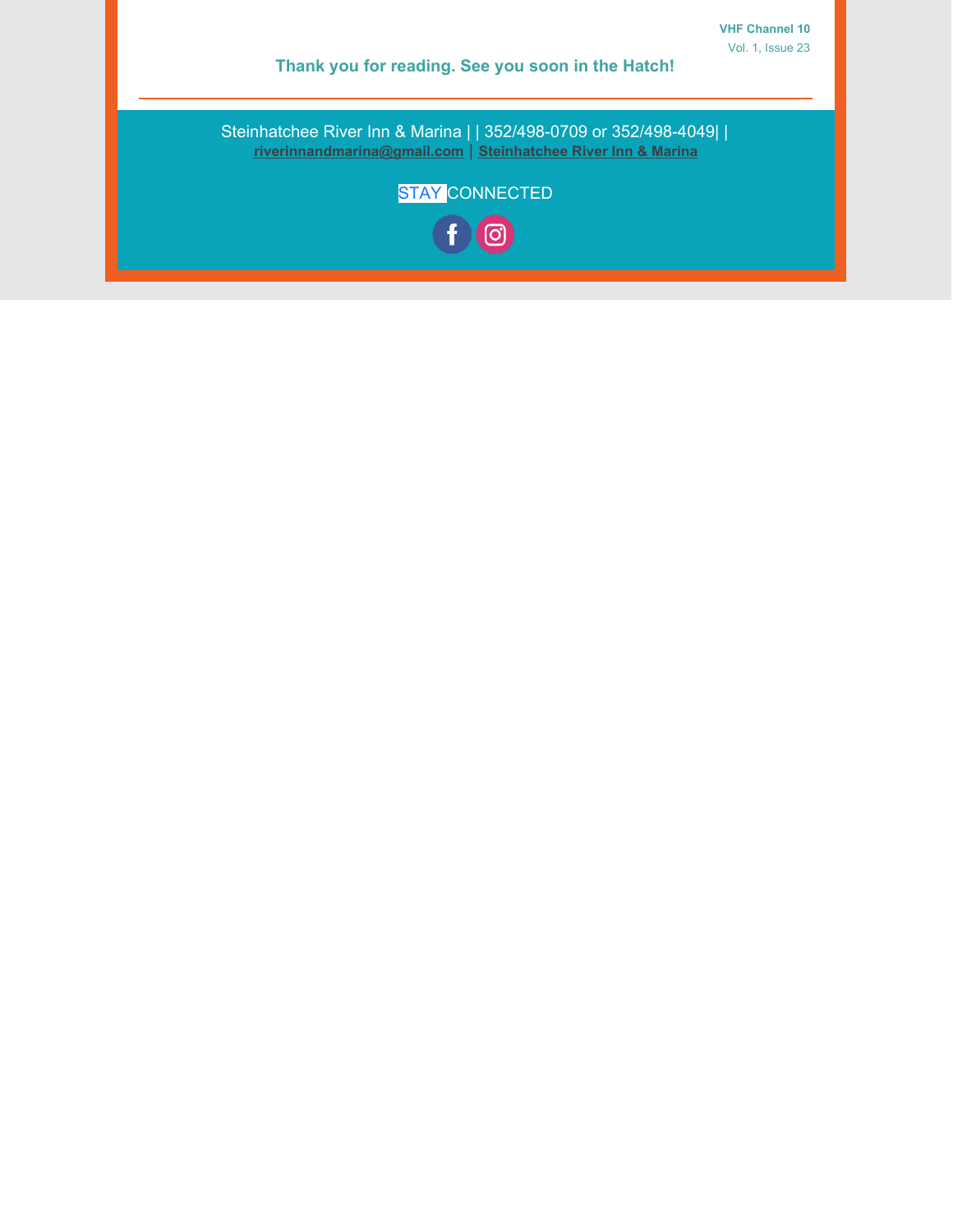VHF Channel 10

Vol. 1, Issue 23

**Thank you for reading. See you soon in the Hatch!**

---

Steinhatchee River Inn & Marina | | 352/498-0709 or 352/498-4049| | **riverinnandmarina@gmail.com** | **Steinhatchee River Inn & Marina**

STAY CONNECTED